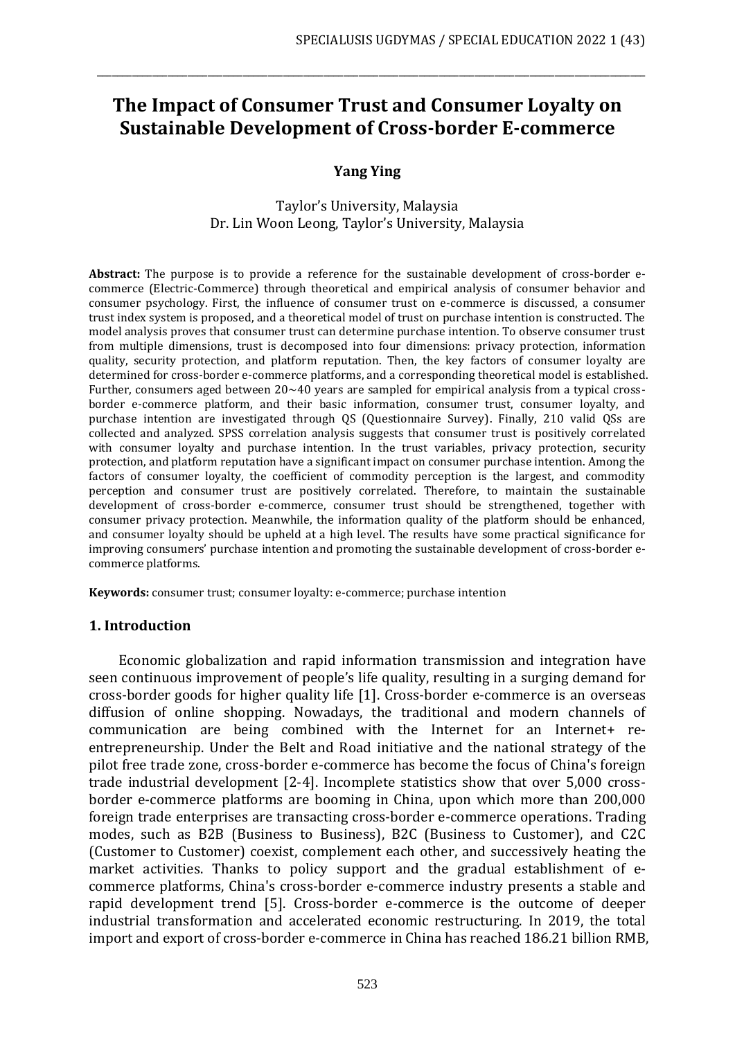# The Impact of Consumer Trust and Consumer Loyalty on Sustainable Development of Cross-border E-commerce

**Yang Ying**

Taylor's University, Malaysia
Dr. Lin Woon Leong, Taylor's University, Malaysia

**Abstract:** The purpose is to provide a reference for the sustainable development of cross-border e-commerce (Electric-Commerce) through theoretical and empirical analysis of consumer behavior and consumer psychology. First, the influence of consumer trust on e-commerce is discussed, a consumer trust index system is proposed, and a theoretical model of trust on purchase intention is constructed. The model analysis proves that consumer trust can determine purchase intention. To observe consumer trust from multiple dimensions, trust is decomposed into four dimensions: privacy protection, information quality, security protection, and platform reputation. Then, the key factors of consumer loyalty are determined for cross-border e-commerce platforms, and a corresponding theoretical model is established. Further, consumers aged between 20~40 years are sampled for empirical analysis from a typical cross-border e-commerce platform, and their basic information, consumer trust, consumer loyalty, and purchase intention are investigated through QS (Questionnaire Survey). Finally, 210 valid QSs are collected and analyzed. SPSS correlation analysis suggests that consumer trust is positively correlated with consumer loyalty and purchase intention. In the trust variables, privacy protection, security protection, and platform reputation have a significant impact on consumer purchase intention. Among the factors of consumer loyalty, the coefficient of commodity perception is the largest, and commodity perception and consumer trust are positively correlated. Therefore, to maintain the sustainable development of cross-border e-commerce, consumer trust should be strengthened, together with consumer privacy protection. Meanwhile, the information quality of the platform should be enhanced, and consumer loyalty should be upheld at a high level. The results have some practical significance for improving consumers' purchase intention and promoting the sustainable development of cross-border e-commerce platforms.

**Keywords:** consumer trust; consumer loyalty: e-commerce; purchase intention

## 1. Introduction

Economic globalization and rapid information transmission and integration have seen continuous improvement of people's life quality, resulting in a surging demand for cross-border goods for higher quality life [1]. Cross-border e-commerce is an overseas diffusion of online shopping. Nowadays, the traditional and modern channels of communication are being combined with the Internet for an Internet+ re-entrepreneurship. Under the Belt and Road initiative and the national strategy of the pilot free trade zone, cross-border e-commerce has become the focus of China's foreign trade industrial development [2-4]. Incomplete statistics show that over 5,000 cross-border e-commerce platforms are booming in China, upon which more than 200,000 foreign trade enterprises are transacting cross-border e-commerce operations. Trading modes, such as B2B (Business to Business), B2C (Business to Customer), and C2C (Customer to Customer) coexist, complement each other, and successively heating the market activities. Thanks to policy support and the gradual establishment of e-commerce platforms, China's cross-border e-commerce industry presents a stable and rapid development trend [5]. Cross-border e-commerce is the outcome of deeper industrial transformation and accelerated economic restructuring. In 2019, the total import and export of cross-border e-commerce in China has reached 186.21 billion RMB,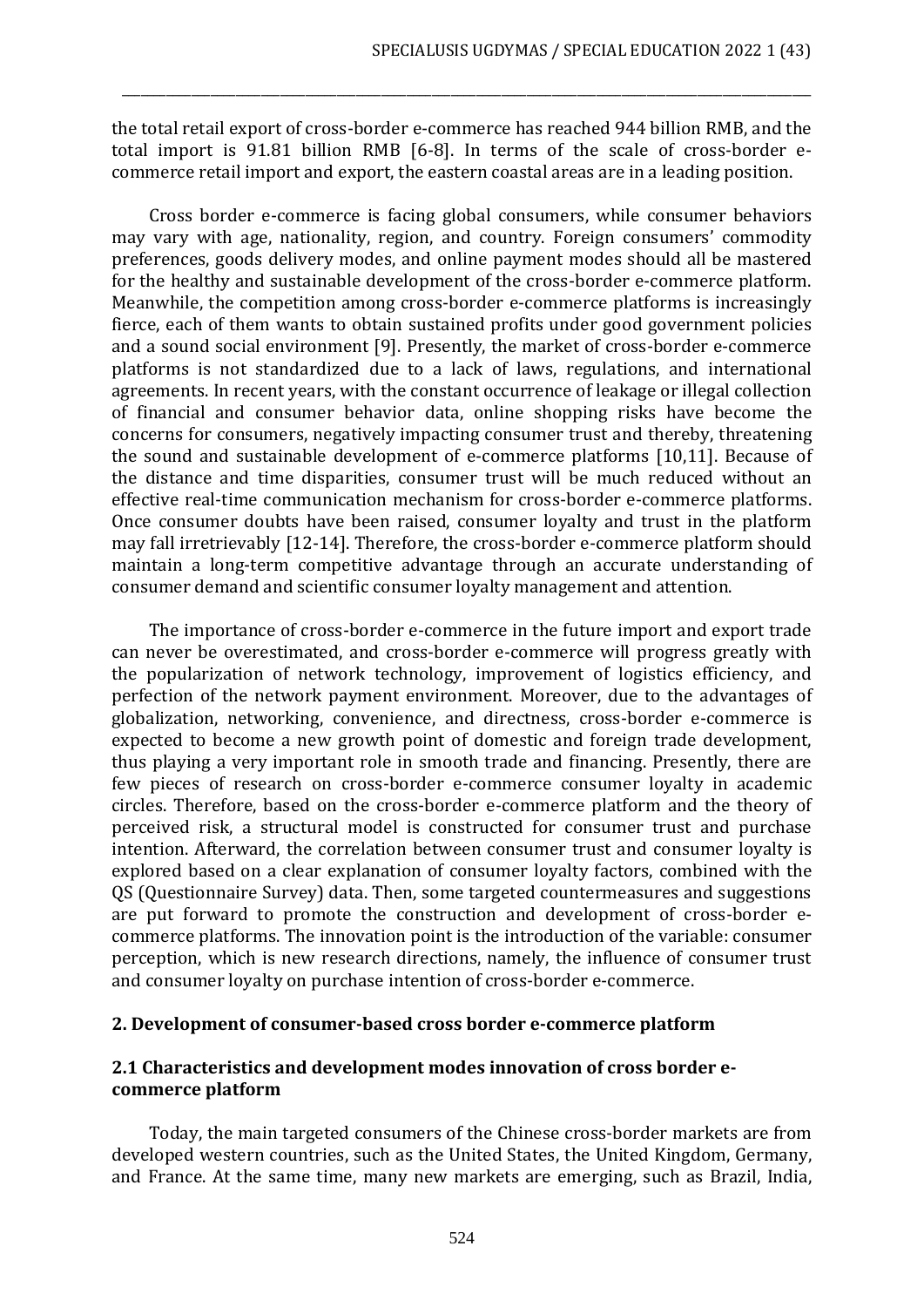the total retail export of cross-border e-commerce has reached 944 billion RMB, and the total import is 91.81 billion RMB [6-8]. In terms of the scale of cross-border e-commerce retail import and export, the eastern coastal areas are in a leading position.

Cross border e-commerce is facing global consumers, while consumer behaviors may vary with age, nationality, region, and country. Foreign consumers' commodity preferences, goods delivery modes, and online payment modes should all be mastered for the healthy and sustainable development of the cross-border e-commerce platform. Meanwhile, the competition among cross-border e-commerce platforms is increasingly fierce, each of them wants to obtain sustained profits under good government policies and a sound social environment [9]. Presently, the market of cross-border e-commerce platforms is not standardized due to a lack of laws, regulations, and international agreements. In recent years, with the constant occurrence of leakage or illegal collection of financial and consumer behavior data, online shopping risks have become the concerns for consumers, negatively impacting consumer trust and thereby, threatening the sound and sustainable development of e-commerce platforms [10,11]. Because of the distance and time disparities, consumer trust will be much reduced without an effective real-time communication mechanism for cross-border e-commerce platforms. Once consumer doubts have been raised, consumer loyalty and trust in the platform may fall irretrievably [12-14]. Therefore, the cross-border e-commerce platform should maintain a long-term competitive advantage through an accurate understanding of consumer demand and scientific consumer loyalty management and attention.

The importance of cross-border e-commerce in the future import and export trade can never be overestimated, and cross-border e-commerce will progress greatly with the popularization of network technology, improvement of logistics efficiency, and perfection of the network payment environment. Moreover, due to the advantages of globalization, networking, convenience, and directness, cross-border e-commerce is expected to become a new growth point of domestic and foreign trade development, thus playing a very important role in smooth trade and financing. Presently, there are few pieces of research on cross-border e-commerce consumer loyalty in academic circles. Therefore, based on the cross-border e-commerce platform and the theory of perceived risk, a structural model is constructed for consumer trust and purchase intention. Afterward, the correlation between consumer trust and consumer loyalty is explored based on a clear explanation of consumer loyalty factors, combined with the QS (Questionnaire Survey) data. Then, some targeted countermeasures and suggestions are put forward to promote the construction and development of cross-border e-commerce platforms. The innovation point is the introduction of the variable: consumer perception, which is new research directions, namely, the influence of consumer trust and consumer loyalty on purchase intention of cross-border e-commerce.

## 2. Development of consumer-based cross border e-commerce platform

### 2.1 Characteristics and development modes innovation of cross border e-commerce platform

Today, the main targeted consumers of the Chinese cross-border markets are from developed western countries, such as the United States, the United Kingdom, Germany, and France. At the same time, many new markets are emerging, such as Brazil, India,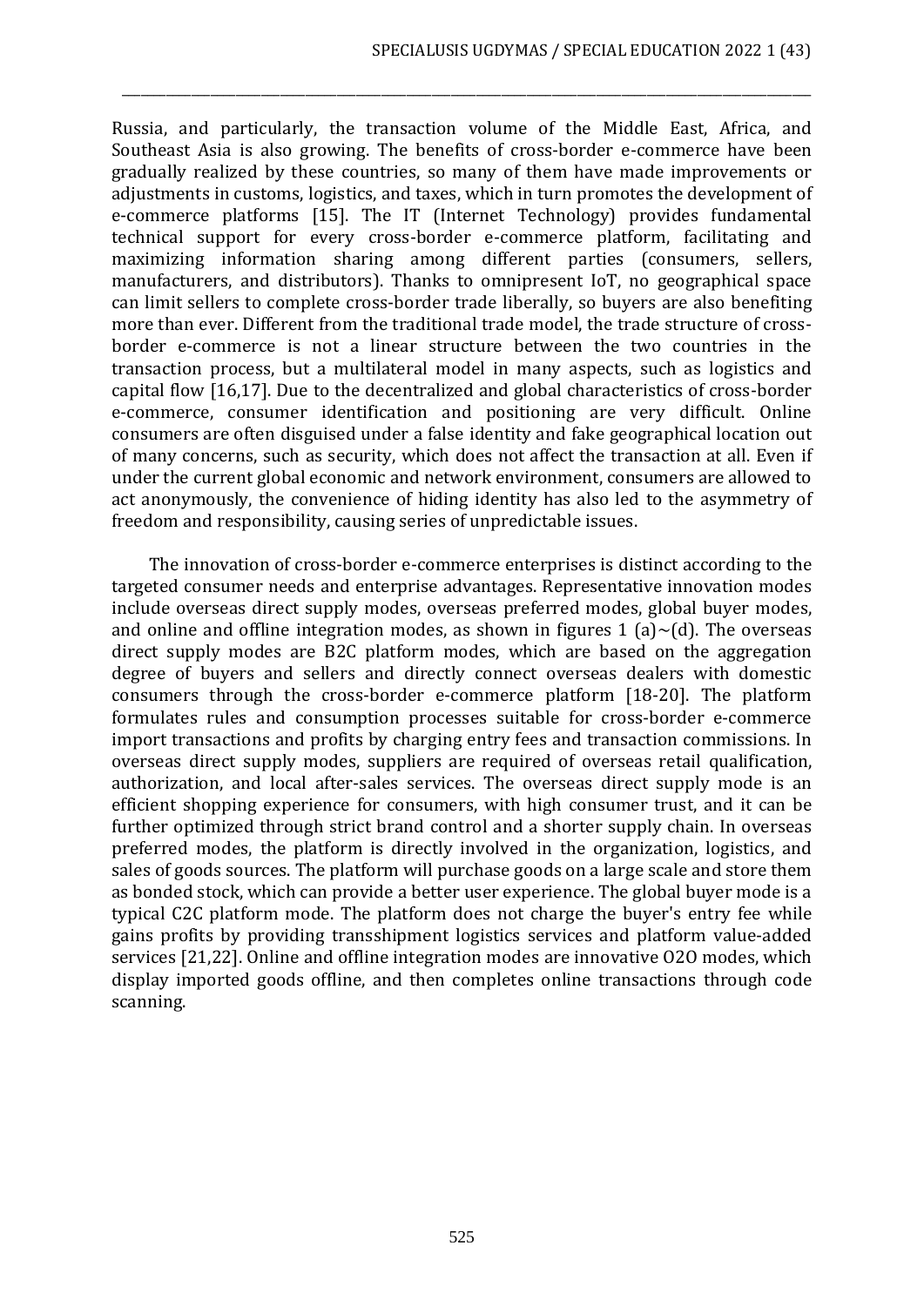Russia, and particularly, the transaction volume of the Middle East, Africa, and Southeast Asia is also growing. The benefits of cross-border e-commerce have been gradually realized by these countries, so many of them have made improvements or adjustments in customs, logistics, and taxes, which in turn promotes the development of e-commerce platforms [15]. The IT (Internet Technology) provides fundamental technical support for every cross-border e-commerce platform, facilitating and maximizing information sharing among different parties (consumers, sellers, manufacturers, and distributors). Thanks to omnipresent IoT, no geographical space can limit sellers to complete cross-border trade liberally, so buyers are also benefiting more than ever. Different from the traditional trade model, the trade structure of cross-border e-commerce is not a linear structure between the two countries in the transaction process, but a multilateral model in many aspects, such as logistics and capital flow [16,17]. Due to the decentralized and global characteristics of cross-border e-commerce, consumer identification and positioning are very difficult. Online consumers are often disguised under a false identity and fake geographical location out of many concerns, such as security, which does not affect the transaction at all. Even if under the current global economic and network environment, consumers are allowed to act anonymously, the convenience of hiding identity has also led to the asymmetry of freedom and responsibility, causing series of unpredictable issues.

The innovation of cross-border e-commerce enterprises is distinct according to the targeted consumer needs and enterprise advantages. Representative innovation modes include overseas direct supply modes, overseas preferred modes, global buyer modes, and online and offline integration modes, as shown in figures 1 (a)~(d). The overseas direct supply modes are B2C platform modes, which are based on the aggregation degree of buyers and sellers and directly connect overseas dealers with domestic consumers through the cross-border e-commerce platform [18-20]. The platform formulates rules and consumption processes suitable for cross-border e-commerce import transactions and profits by charging entry fees and transaction commissions. In overseas direct supply modes, suppliers are required of overseas retail qualification, authorization, and local after-sales services. The overseas direct supply mode is an efficient shopping experience for consumers, with high consumer trust, and it can be further optimized through strict brand control and a shorter supply chain. In overseas preferred modes, the platform is directly involved in the organization, logistics, and sales of goods sources. The platform will purchase goods on a large scale and store them as bonded stock, which can provide a better user experience. The global buyer mode is a typical C2C platform mode. The platform does not charge the buyer's entry fee while gains profits by providing transshipment logistics services and platform value-added services [21,22]. Online and offline integration modes are innovative O2O modes, which display imported goods offline, and then completes online transactions through code scanning.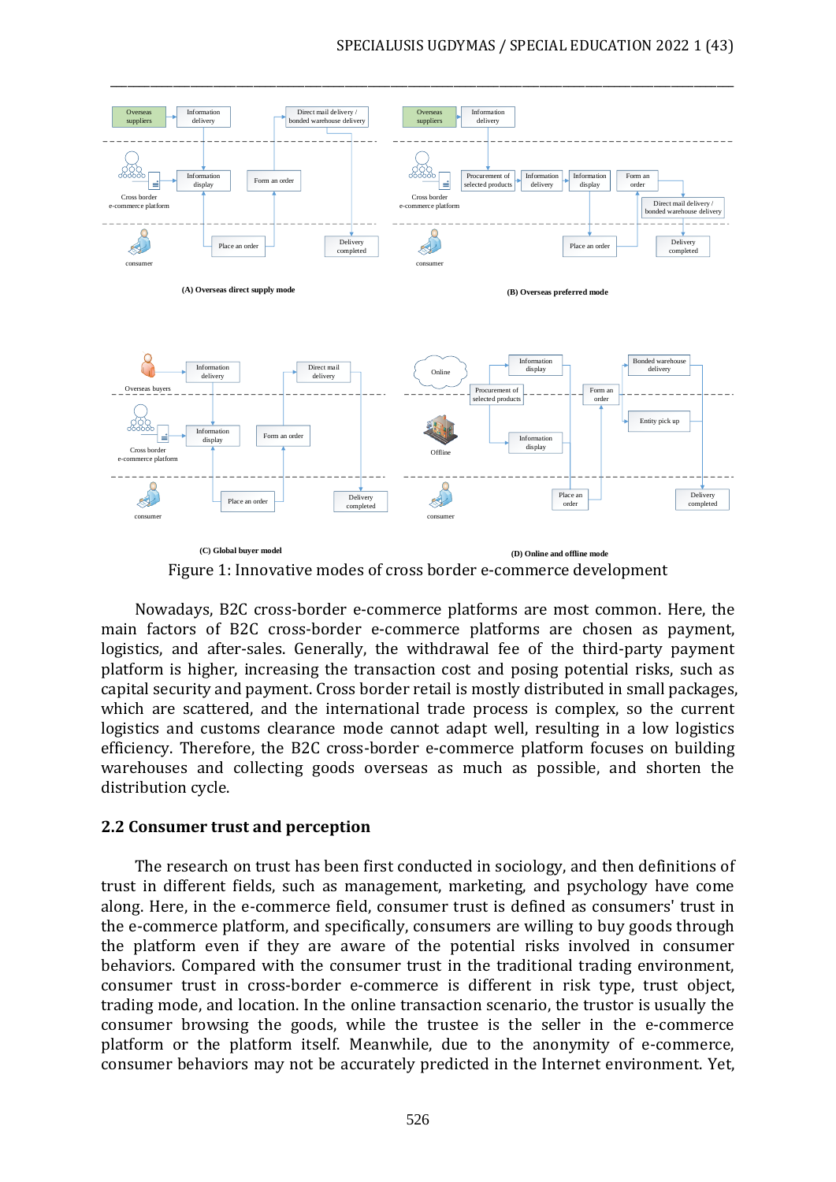(A) Overseas direct supply mode

(B) Overseas preferred mode

(C) Global buyer model

(D) Online and offline mode

Figure 1: Innovative modes of cross border e-commerce development

Nowadays, B2C cross-border e-commerce platforms are most common. Here, the main factors of B2C cross-border e-commerce platforms are chosen as payment, logistics, and after-sales. Generally, the withdrawal fee of the third-party payment platform is higher, increasing the transaction cost and posing potential risks, such as capital security and payment. Cross border retail is mostly distributed in small packages, which are scattered, and the international trade process is complex, so the current logistics and customs clearance mode cannot adapt well, resulting in a low logistics efficiency. Therefore, the B2C cross-border e-commerce platform focuses on building warehouses and collecting goods overseas as much as possible, and shorten the distribution cycle.

## 2.2 Consumer trust and perception

The research on trust has been first conducted in sociology, and then definitions of trust in different fields, such as management, marketing, and psychology have come along. Here, in the e-commerce field, consumer trust is defined as consumers' trust in the e-commerce platform, and specifically, consumers are willing to buy goods through the platform even if they are aware of the potential risks involved in consumer behaviors. Compared with the consumer trust in the traditional trading environment, consumer trust in cross-border e-commerce is different in risk type, trust object, trading mode, and location. In the online transaction scenario, the trustor is usually the consumer browsing the goods, while the trustee is the seller in the e-commerce platform or the platform itself. Meanwhile, due to the anonymity of e-commerce, consumer behaviors may not be accurately predicted in the Internet environment. Yet,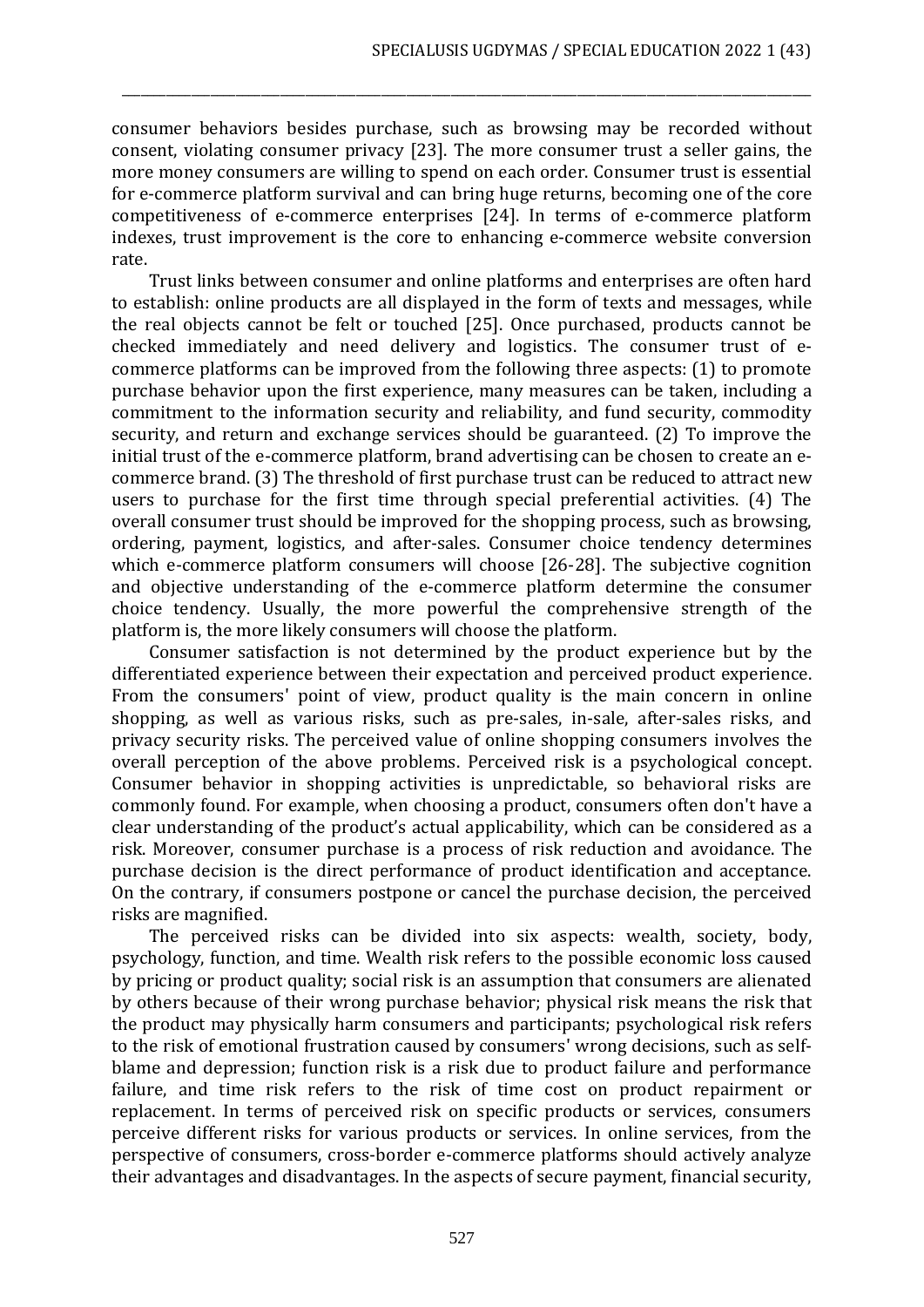consumer behaviors besides purchase, such as browsing may be recorded without consent, violating consumer privacy [23]. The more consumer trust a seller gains, the more money consumers are willing to spend on each order. Consumer trust is essential for e-commerce platform survival and can bring huge returns, becoming one of the core competitiveness of e-commerce enterprises [24]. In terms of e-commerce platform indexes, trust improvement is the core to enhancing e-commerce website conversion rate.

Trust links between consumer and online platforms and enterprises are often hard to establish: online products are all displayed in the form of texts and messages, while the real objects cannot be felt or touched [25]. Once purchased, products cannot be checked immediately and need delivery and logistics. The consumer trust of e-commerce platforms can be improved from the following three aspects: (1) to promote purchase behavior upon the first experience, many measures can be taken, including a commitment to the information security and reliability, and fund security, commodity security, and return and exchange services should be guaranteed. (2) To improve the initial trust of the e-commerce platform, brand advertising can be chosen to create an e-commerce brand. (3) The threshold of first purchase trust can be reduced to attract new users to purchase for the first time through special preferential activities. (4) The overall consumer trust should be improved for the shopping process, such as browsing, ordering, payment, logistics, and after-sales. Consumer choice tendency determines which e-commerce platform consumers will choose [26-28]. The subjective cognition and objective understanding of the e-commerce platform determine the consumer choice tendency. Usually, the more powerful the comprehensive strength of the platform is, the more likely consumers will choose the platform.

Consumer satisfaction is not determined by the product experience but by the differentiated experience between their expectation and perceived product experience. From the consumers' point of view, product quality is the main concern in online shopping, as well as various risks, such as pre-sales, in-sale, after-sales risks, and privacy security risks. The perceived value of online shopping consumers involves the overall perception of the above problems. Perceived risk is a psychological concept. Consumer behavior in shopping activities is unpredictable, so behavioral risks are commonly found. For example, when choosing a product, consumers often don't have a clear understanding of the product's actual applicability, which can be considered as a risk. Moreover, consumer purchase is a process of risk reduction and avoidance. The purchase decision is the direct performance of product identification and acceptance. On the contrary, if consumers postpone or cancel the purchase decision, the perceived risks are magnified.

The perceived risks can be divided into six aspects: wealth, society, body, psychology, function, and time. Wealth risk refers to the possible economic loss caused by pricing or product quality; social risk is an assumption that consumers are alienated by others because of their wrong purchase behavior; physical risk means the risk that the product may physically harm consumers and participants; psychological risk refers to the risk of emotional frustration caused by consumers' wrong decisions, such as self-blame and depression; function risk is a risk due to product failure and performance failure, and time risk refers to the risk of time cost on product repairment or replacement. In terms of perceived risk on specific products or services, consumers perceive different risks for various products or services. In online services, from the perspective of consumers, cross-border e-commerce platforms should actively analyze their advantages and disadvantages. In the aspects of secure payment, financial security,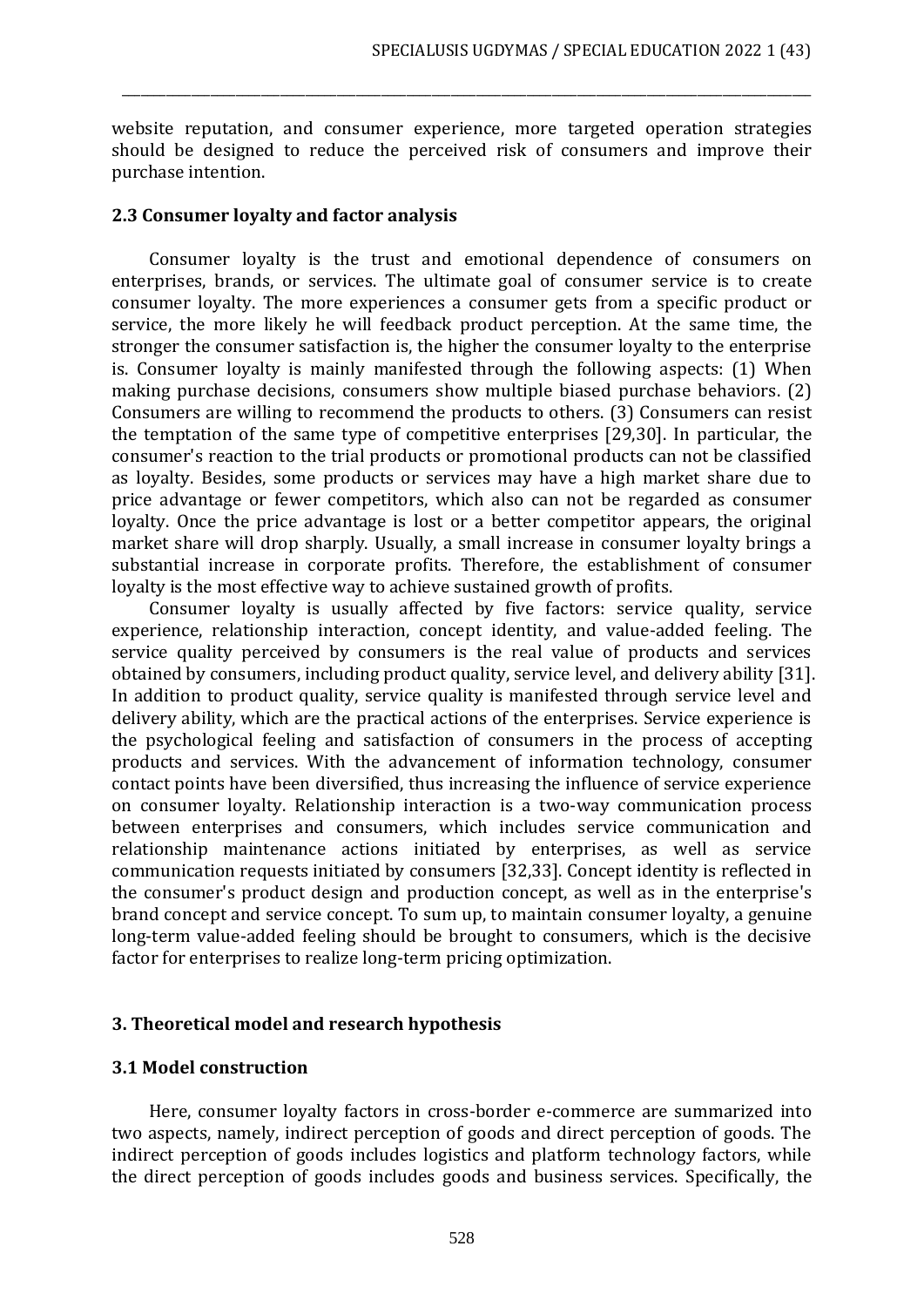website reputation, and consumer experience, more targeted operation strategies should be designed to reduce the perceived risk of consumers and improve their purchase intention.

### 2.3 Consumer loyalty and factor analysis

Consumer loyalty is the trust and emotional dependence of consumers on enterprises, brands, or services. The ultimate goal of consumer service is to create consumer loyalty. The more experiences a consumer gets from a specific product or service, the more likely he will feedback product perception. At the same time, the stronger the consumer satisfaction is, the higher the consumer loyalty to the enterprise is. Consumer loyalty is mainly manifested through the following aspects: (1) When making purchase decisions, consumers show multiple biased purchase behaviors. (2) Consumers are willing to recommend the products to others. (3) Consumers can resist the temptation of the same type of competitive enterprises [29,30]. In particular, the consumer's reaction to the trial products or promotional products can not be classified as loyalty. Besides, some products or services may have a high market share due to price advantage or fewer competitors, which also can not be regarded as consumer loyalty. Once the price advantage is lost or a better competitor appears, the original market share will drop sharply. Usually, a small increase in consumer loyalty brings a substantial increase in corporate profits. Therefore, the establishment of consumer loyalty is the most effective way to achieve sustained growth of profits.

Consumer loyalty is usually affected by five factors: service quality, service experience, relationship interaction, concept identity, and value-added feeling. The service quality perceived by consumers is the real value of products and services obtained by consumers, including product quality, service level, and delivery ability [31]. In addition to product quality, service quality is manifested through service level and delivery ability, which are the practical actions of the enterprises. Service experience is the psychological feeling and satisfaction of consumers in the process of accepting products and services. With the advancement of information technology, consumer contact points have been diversified, thus increasing the influence of service experience on consumer loyalty. Relationship interaction is a two-way communication process between enterprises and consumers, which includes service communication and relationship maintenance actions initiated by enterprises, as well as service communication requests initiated by consumers [32,33]. Concept identity is reflected in the consumer's product design and production concept, as well as in the enterprise's brand concept and service concept. To sum up, to maintain consumer loyalty, a genuine long-term value-added feeling should be brought to consumers, which is the decisive factor for enterprises to realize long-term pricing optimization.

## 3. Theoretical model and research hypothesis

### 3.1 Model construction

Here, consumer loyalty factors in cross-border e-commerce are summarized into two aspects, namely, indirect perception of goods and direct perception of goods. The indirect perception of goods includes logistics and platform technology factors, while the direct perception of goods includes goods and business services. Specifically, the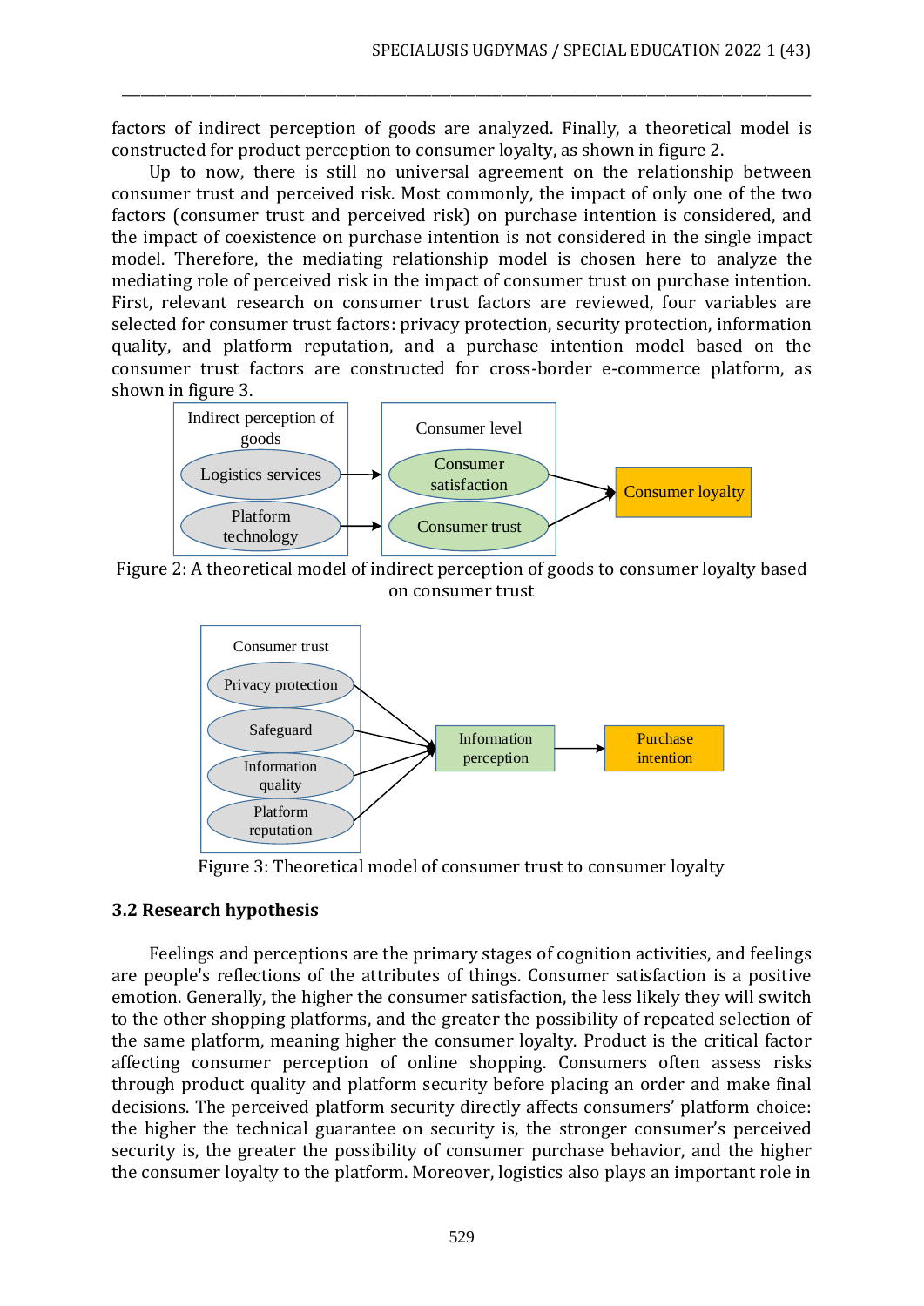factors of indirect perception of goods are analyzed. Finally, a theoretical model is constructed for product perception to consumer loyalty, as shown in figure 2.

Up to now, there is still no universal agreement on the relationship between consumer trust and perceived risk. Most commonly, the impact of only one of the two factors (consumer trust and perceived risk) on purchase intention is considered, and the impact of coexistence on purchase intention is not considered in the single impact model. Therefore, the mediating relationship model is chosen here to analyze the mediating role of perceived risk in the impact of consumer trust on purchase intention. First, relevant research on consumer trust factors are reviewed, four variables are selected for consumer trust factors: privacy protection, security protection, information quality, and platform reputation, and a purchase intention model based on the consumer trust factors are constructed for cross-border e-commerce platform, as shown in figure 3.

Figure 2: A theoretical model of indirect perception of goods to consumer loyalty based on consumer trust

Figure 3: Theoretical model of consumer trust to consumer loyalty

### 3.2 Research hypothesis

Feelings and perceptions are the primary stages of cognition activities, and feelings are people's reflections of the attributes of things. Consumer satisfaction is a positive emotion. Generally, the higher the consumer satisfaction, the less likely they will switch to the other shopping platforms, and the greater the possibility of repeated selection of the same platform, meaning higher the consumer loyalty. Product is the critical factor affecting consumer perception of online shopping. Consumers often assess risks through product quality and platform security before placing an order and make final decisions. The perceived platform security directly affects consumers' platform choice: the higher the technical guarantee on security is, the stronger consumer's perceived security is, the greater the possibility of consumer purchase behavior, and the higher the consumer loyalty to the platform. Moreover, logistics also plays an important role in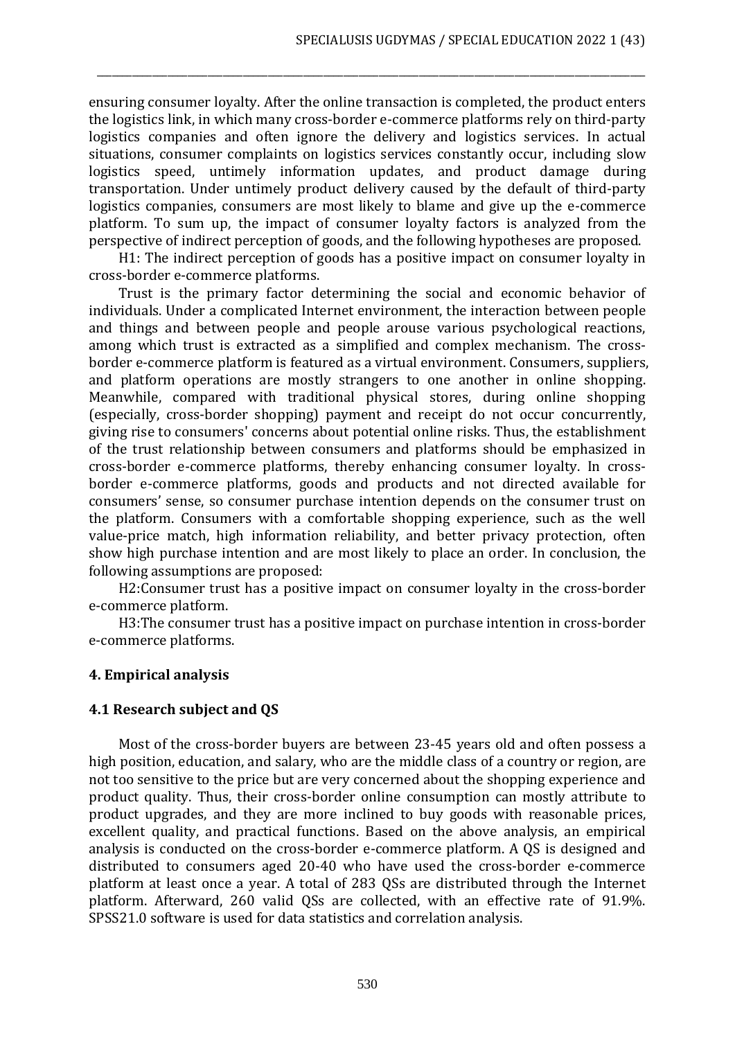ensuring consumer loyalty. After the online transaction is completed, the product enters the logistics link, in which many cross-border e-commerce platforms rely on third-party logistics companies and often ignore the delivery and logistics services. In actual situations, consumer complaints on logistics services constantly occur, including slow logistics speed, untimely information updates, and product damage during transportation. Under untimely product delivery caused by the default of third-party logistics companies, consumers are most likely to blame and give up the e-commerce platform. To sum up, the impact of consumer loyalty factors is analyzed from the perspective of indirect perception of goods, and the following hypotheses are proposed.

H1: The indirect perception of goods has a positive impact on consumer loyalty in cross-border e-commerce platforms.

Trust is the primary factor determining the social and economic behavior of individuals. Under a complicated Internet environment, the interaction between people and things and between people and people arouse various psychological reactions, among which trust is extracted as a simplified and complex mechanism. The cross-border e-commerce platform is featured as a virtual environment. Consumers, suppliers, and platform operations are mostly strangers to one another in online shopping. Meanwhile, compared with traditional physical stores, during online shopping (especially, cross-border shopping) payment and receipt do not occur concurrently, giving rise to consumers' concerns about potential online risks. Thus, the establishment of the trust relationship between consumers and platforms should be emphasized in cross-border e-commerce platforms, thereby enhancing consumer loyalty. In cross-border e-commerce platforms, goods and products and not directed available for consumers' sense, so consumer purchase intention depends on the consumer trust on the platform. Consumers with a comfortable shopping experience, such as the well value-price match, high information reliability, and better privacy protection, often show high purchase intention and are most likely to place an order. In conclusion, the following assumptions are proposed:

H2:Consumer trust has a positive impact on consumer loyalty in the cross-border e-commerce platform.

H3:The consumer trust has a positive impact on purchase intention in cross-border e-commerce platforms.

## 4. Empirical analysis

### 4.1 Research subject and QS

Most of the cross-border buyers are between 23-45 years old and often possess a high position, education, and salary, who are the middle class of a country or region, are not too sensitive to the price but are very concerned about the shopping experience and product quality. Thus, their cross-border online consumption can mostly attribute to product upgrades, and they are more inclined to buy goods with reasonable prices, excellent quality, and practical functions. Based on the above analysis, an empirical analysis is conducted on the cross-border e-commerce platform. A QS is designed and distributed to consumers aged 20-40 who have used the cross-border e-commerce platform at least once a year. A total of 283 QSs are distributed through the Internet platform. Afterward, 260 valid QSs are collected, with an effective rate of 91.9%. SPSS21.0 software is used for data statistics and correlation analysis.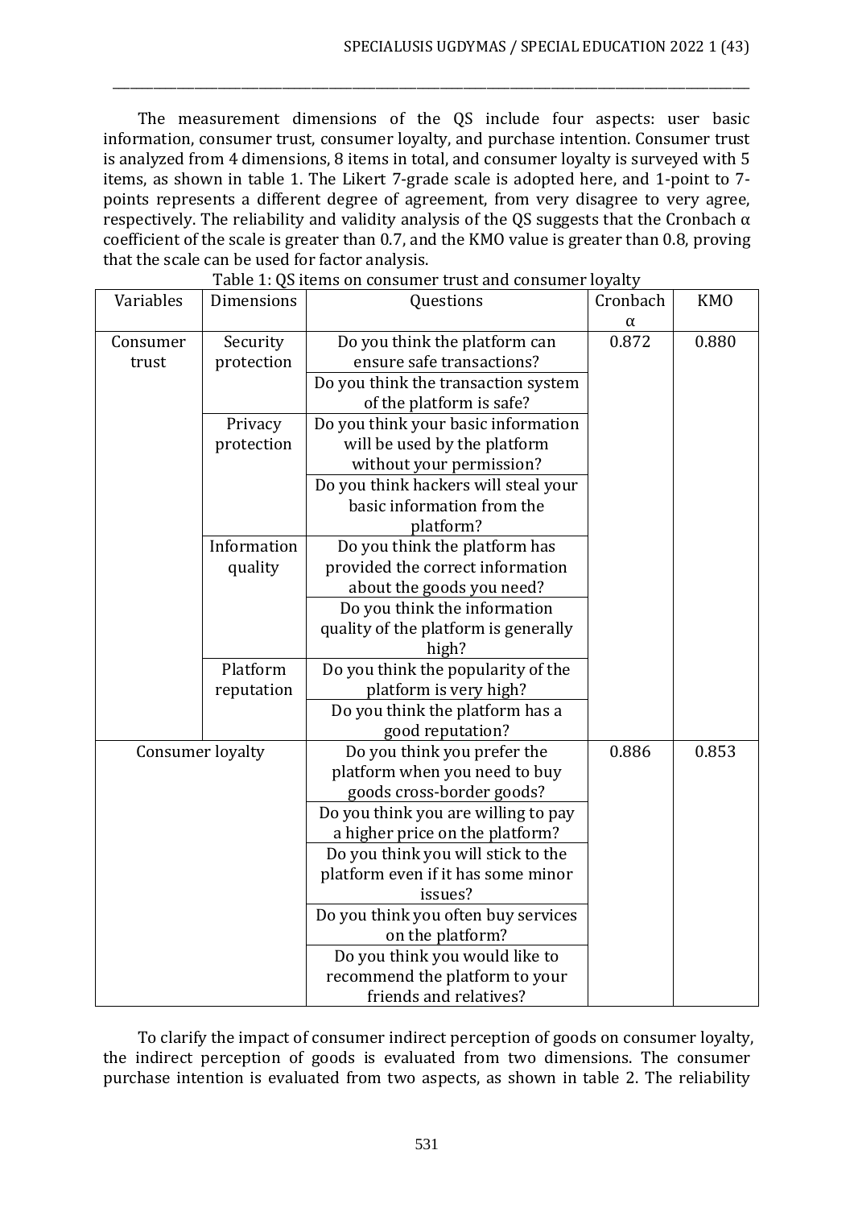The measurement dimensions of the QS include four aspects: user basic information, consumer trust, consumer loyalty, and purchase intention. Consumer trust is analyzed from 4 dimensions, 8 items in total, and consumer loyalty is surveyed with 5 items, as shown in table 1. The Likert 7-grade scale is adopted here, and 1-point to 7-points represents a different degree of agreement, from very disagree to very agree, respectively. The reliability and validity analysis of the QS suggests that the Cronbach α coefficient of the scale is greater than 0.7, and the KMO value is greater than 0.8, proving that the scale can be used for factor analysis.

Table 1: QS items on consumer trust and consumer loyalty

| Variables | Dimensions | Questions | Cronbach α | KMO |
|---|---|---|---|---|
| Consumer trust | Security protection | Do you think the platform can ensure safe transactions? | 0.872 | 0.880 |
| | | Do you think the transaction system of the platform is safe? | | |
| | Privacy protection | Do you think your basic information will be used by the platform without your permission? | | |
| | | Do you think hackers will steal your basic information from the platform? | | |
| | Information quality | Do you think the platform has provided the correct information about the goods you need? | | |
| | | Do you think the information quality of the platform is generally high? | | |
| | Platform reputation | Do you think the popularity of the platform is very high? | | |
| | | Do you think the platform has a good reputation? | | |
| Consumer loyalty | | Do you think you prefer the platform when you need to buy goods cross-border goods? | 0.886 | 0.853 |
| | | Do you think you are willing to pay a higher price on the platform? | | |
| | | Do you think you will stick to the platform even if it has some minor issues? | | |
| | | Do you think you often buy services on the platform? | | |
| | | Do you think you would like to recommend the platform to your friends and relatives? | | |

To clarify the impact of consumer indirect perception of goods on consumer loyalty, the indirect perception of goods is evaluated from two dimensions. The consumer purchase intention is evaluated from two aspects, as shown in table 2. The reliability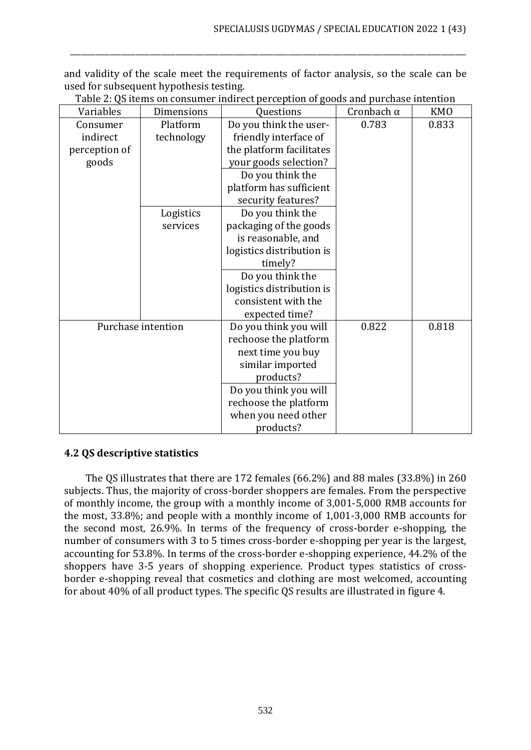and validity of the scale meet the requirements of factor analysis, so the scale can be used for subsequent hypothesis testing.

Table 2: QS items on consumer indirect perception of goods and purchase intention

| Variables | Dimensions | Questions | Cronbach α | KMO |
|---|---|---|---|---|
| Consumer indirect perception of goods | Platform technology | Do you think the user-friendly interface of the platform facilitates your goods selection? | 0.783 | 0.833 |
| | | Do you think the platform has sufficient security features? | | |
| | Logistics services | Do you think the packaging of the goods is reasonable, and logistics distribution is timely? | | |
| | | Do you think the logistics distribution is consistent with the expected time? | | |
| Purchase intention | | Do you think you will rechoose the platform next time you buy similar imported products? | 0.822 | 0.818 |
| | | Do you think you will rechoose the platform when you need other products? | | |

### 4.2 QS descriptive statistics

The QS illustrates that there are 172 females (66.2%) and 88 males (33.8%) in 260 subjects. Thus, the majority of cross-border shoppers are females. From the perspective of monthly income, the group with a monthly income of 3,001-5,000 RMB accounts for the most, 33.8%; and people with a monthly income of 1,001-3,000 RMB accounts for the second most, 26.9%. In terms of the frequency of cross-border e-shopping, the number of consumers with 3 to 5 times cross-border e-shopping per year is the largest, accounting for 53.8%. In terms of the cross-border e-shopping experience, 44.2% of the shoppers have 3-5 years of shopping experience. Product types statistics of cross-border e-shopping reveal that cosmetics and clothing are most welcomed, accounting for about 40% of all product types. The specific QS results are illustrated in figure 4.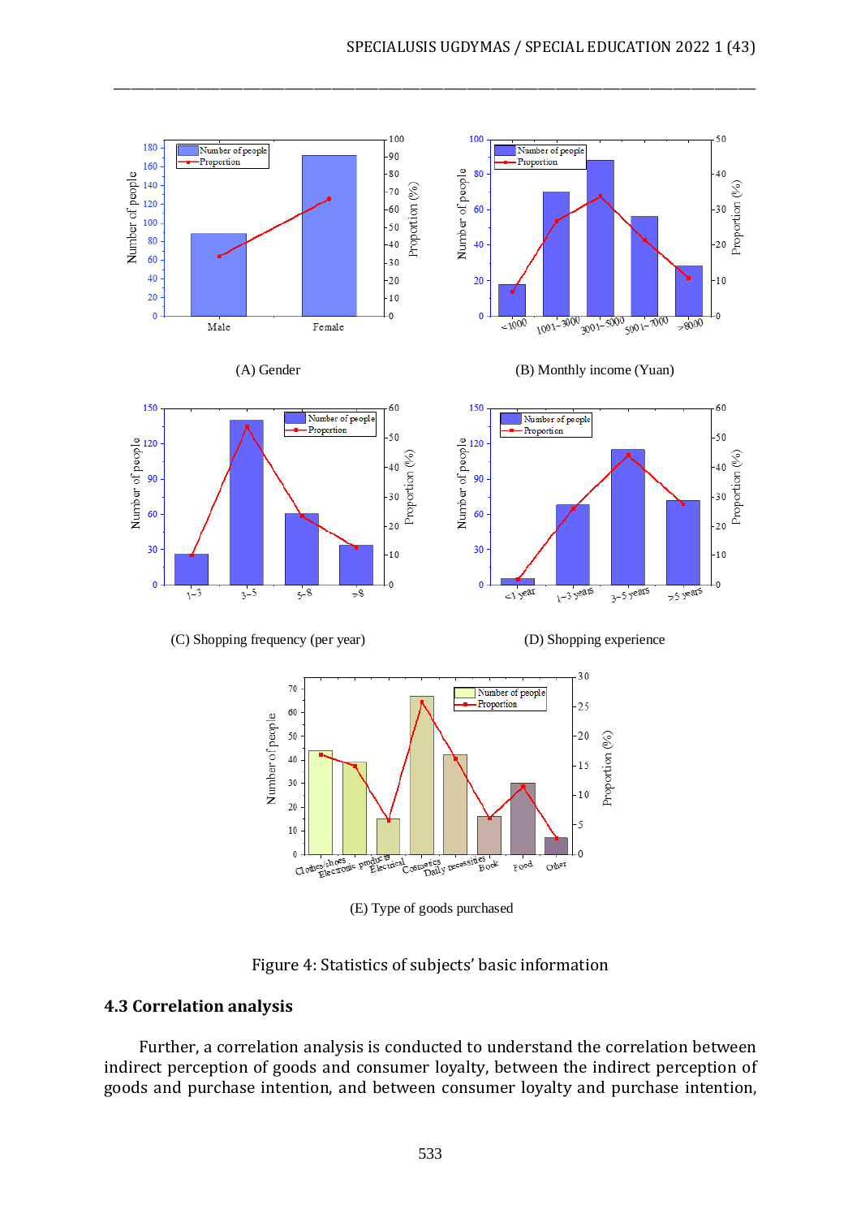(A) Gender

(B) Monthly income (Yuan)

(C) Shopping frequency (per year)

(D) Shopping experience

(E) Type of goods purchased

Figure 4: Statistics of subjects' basic information

### 4.3 Correlation analysis

Further, a correlation analysis is conducted to understand the correlation between indirect perception of goods and consumer loyalty, between the indirect perception of goods and purchase intention, and between consumer loyalty and purchase intention,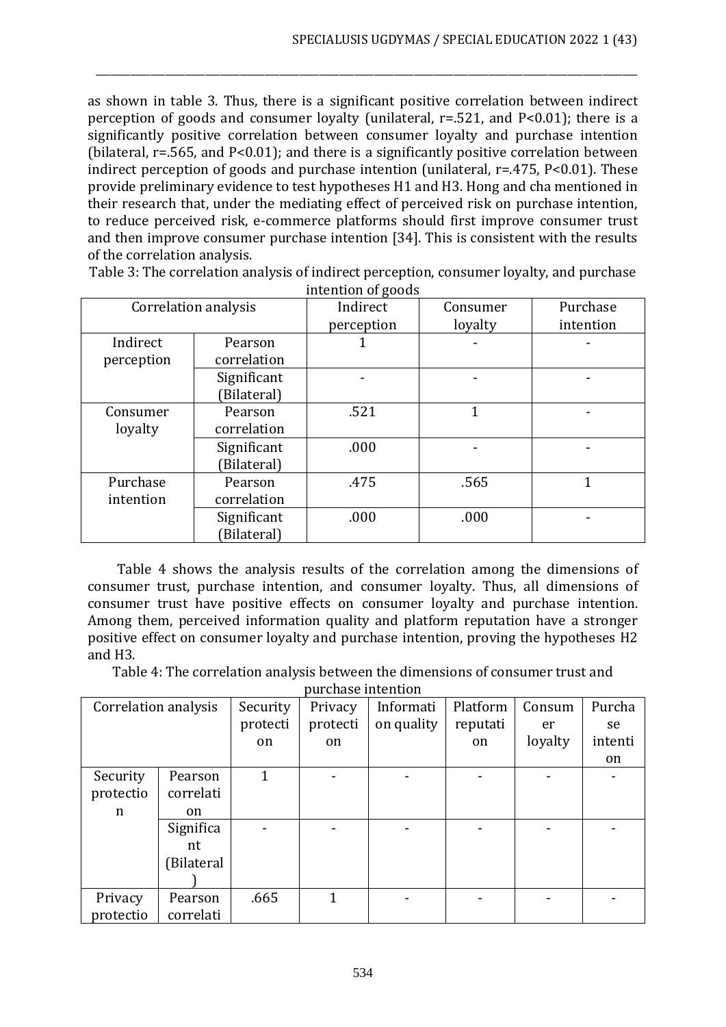as shown in table 3. Thus, there is a significant positive correlation between indirect perception of goods and consumer loyalty (unilateral, r=.521, and P<0.01); there is a significantly positive correlation between consumer loyalty and purchase intention (bilateral, r=.565, and P<0.01); and there is a significantly positive correlation between indirect perception of goods and purchase intention (unilateral, r=.475, P<0.01). These provide preliminary evidence to test hypotheses H1 and H3. Hong and cha mentioned in their research that, under the mediating effect of perceived risk on purchase intention, to reduce perceived risk, e-commerce platforms should first improve consumer trust and then improve consumer purchase intention [34]. This is consistent with the results of the correlation analysis.

Table 3: The correlation analysis of indirect perception, consumer loyalty, and purchase intention of goods

| Correlation analysis | | Indirect perception | Consumer loyalty | Purchase intention |
|---|---|---|---|---|
| Indirect perception | Pearson correlation | 1 | - | - |
| | Significant (Bilateral) | - | - | - |
| Consumer loyalty | Pearson correlation | .521 | 1 | - |
| | Significant (Bilateral) | .000 | - | - |
| Purchase intention | Pearson correlation | .475 | .565 | 1 |
| | Significant (Bilateral) | .000 | .000 | - |

Table 4 shows the analysis results of the correlation among the dimensions of consumer trust, purchase intention, and consumer loyalty. Thus, all dimensions of consumer trust have positive effects on consumer loyalty and purchase intention. Among them, perceived information quality and platform reputation have a stronger positive effect on consumer loyalty and purchase intention, proving the hypotheses H2 and H3.

Table 4: The correlation analysis between the dimensions of consumer trust and purchase intention

| Correlation analysis | | Security protection | Privacy protection | Information quality | Platform reputation | Consumer loyalty | Purchase intention |
|---|---|---|---|---|---|---|---|
| Security protection | Pearson correlation | 1 | - | - | - | - | - |
| | Significant (Bilateral) | - | - | - | - | - | - |
| Privacy protection | Pearson correlation | .665 | 1 | - | - | - | - |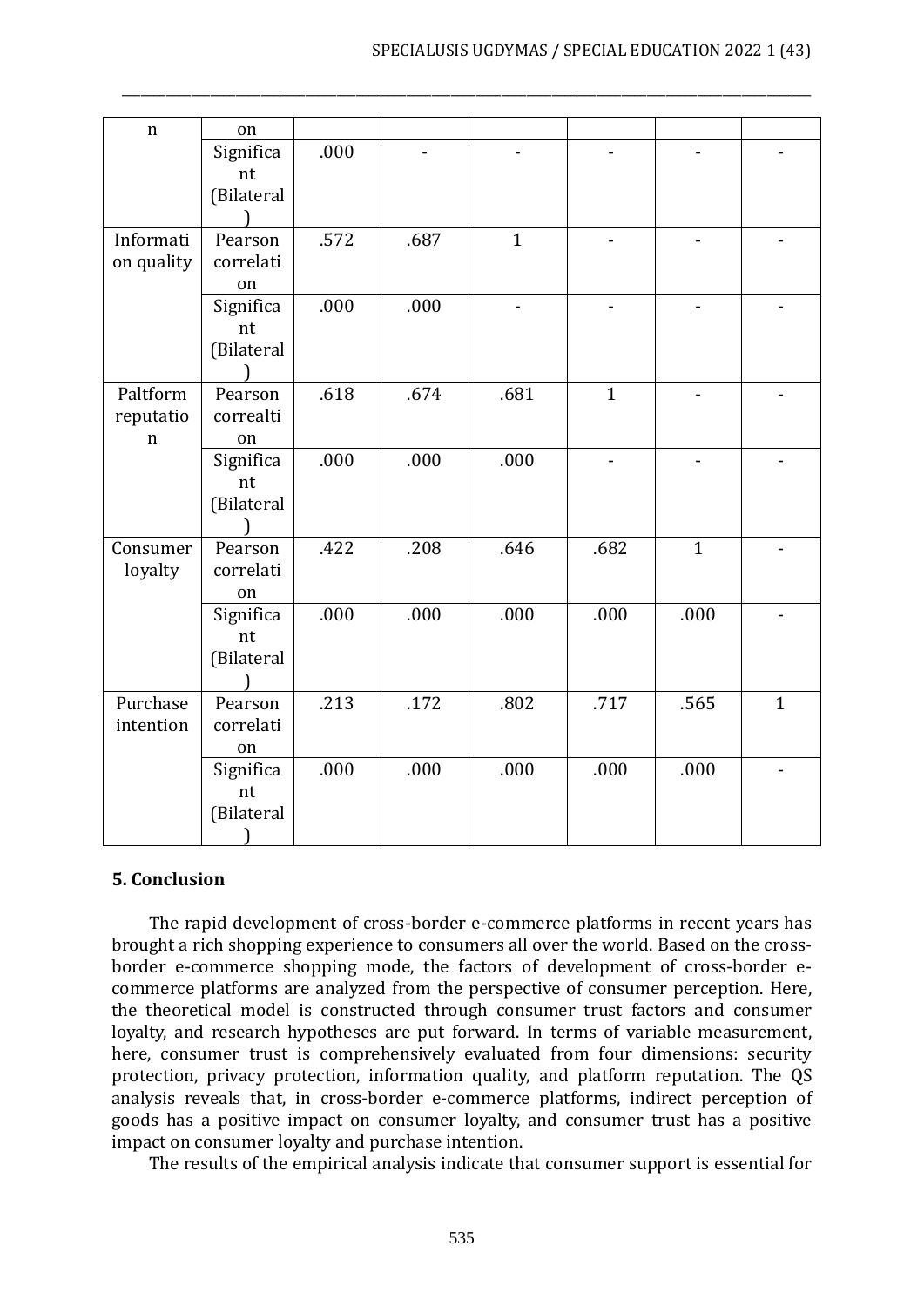| n | on | | | | | | |
|---|---|---|---|---|---|---|---|
| | Significant (Bilateral) | .000 | - | - | - | - | - |
| Information quality | Pearson correlation | .572 | .687 | 1 | - | - | - |
| | Significant (Bilateral) | .000 | .000 | - | - | - | - |
| Paltform reputation | Pearson correalti on | .618 | .674 | .681 | 1 | - | - |
| | Significant (Bilateral) | .000 | .000 | .000 | - | - | - |
| Consumer loyalty | Pearson correlation | .422 | .208 | .646 | .682 | 1 | - |
| | Significant (Bilateral) | .000 | .000 | .000 | .000 | .000 | - |
| Purchase intention | Pearson correlation | .213 | .172 | .802 | .717 | .565 | 1 |
| | Significant (Bilateral) | .000 | .000 | .000 | .000 | .000 | - |

## 5. Conclusion

The rapid development of cross-border e-commerce platforms in recent years has brought a rich shopping experience to consumers all over the world. Based on the cross-border e-commerce shopping mode, the factors of development of cross-border e-commerce platforms are analyzed from the perspective of consumer perception. Here, the theoretical model is constructed through consumer trust factors and consumer loyalty, and research hypotheses are put forward. In terms of variable measurement, here, consumer trust is comprehensively evaluated from four dimensions: security protection, privacy protection, information quality, and platform reputation. The QS analysis reveals that, in cross-border e-commerce platforms, indirect perception of goods has a positive impact on consumer loyalty, and consumer trust has a positive impact on consumer loyalty and purchase intention.

The results of the empirical analysis indicate that consumer support is essential for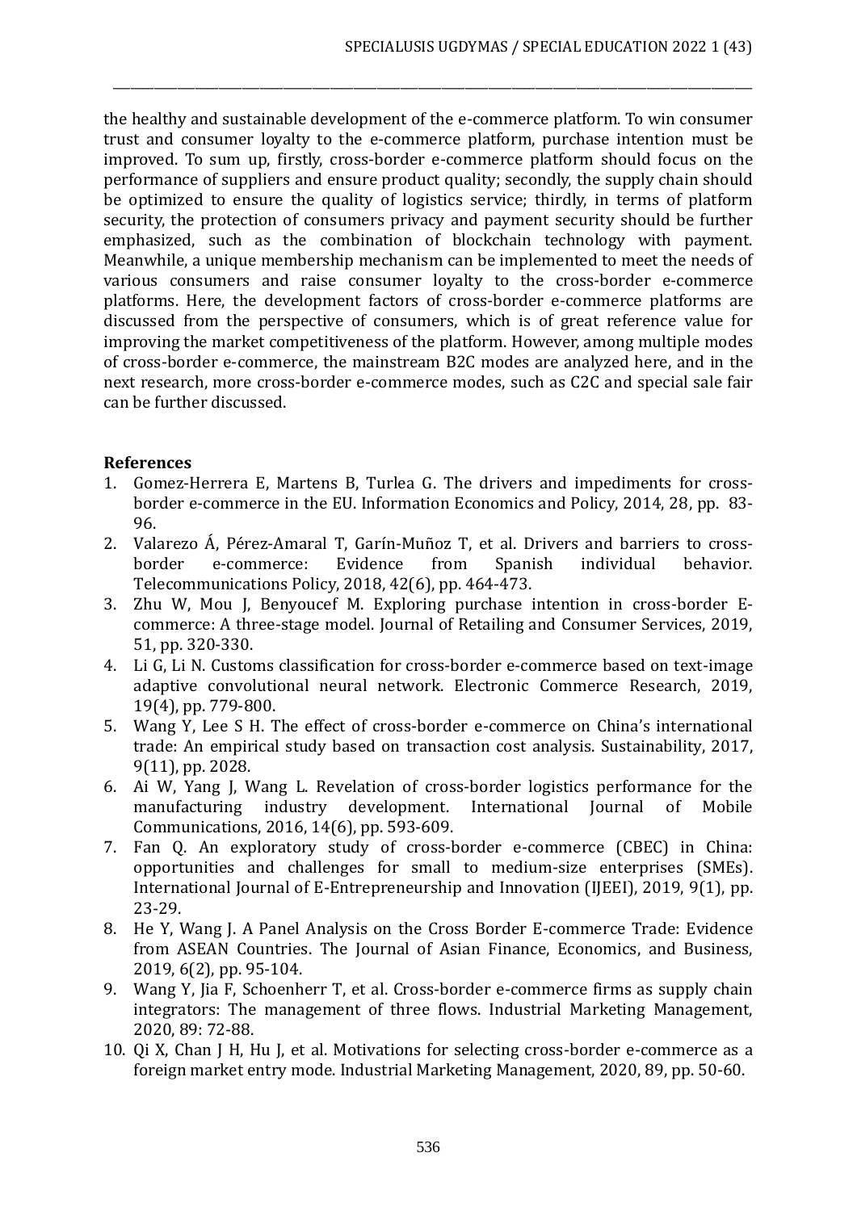the healthy and sustainable development of the e-commerce platform. To win consumer trust and consumer loyalty to the e-commerce platform, purchase intention must be improved. To sum up, firstly, cross-border e-commerce platform should focus on the performance of suppliers and ensure product quality; secondly, the supply chain should be optimized to ensure the quality of logistics service; thirdly, in terms of platform security, the protection of consumers privacy and payment security should be further emphasized, such as the combination of blockchain technology with payment. Meanwhile, a unique membership mechanism can be implemented to meet the needs of various consumers and raise consumer loyalty to the cross-border e-commerce platforms. Here, the development factors of cross-border e-commerce platforms are discussed from the perspective of consumers, which is of great reference value for improving the market competitiveness of the platform. However, among multiple modes of cross-border e-commerce, the mainstream B2C modes are analyzed here, and in the next research, more cross-border e-commerce modes, such as C2C and special sale fair can be further discussed.

## References

1. Gomez-Herrera E, Martens B, Turlea G. The drivers and impediments for cross-border e-commerce in the EU. Information Economics and Policy, 2014, 28, pp. 83-96.
2. Valarezo Á, Pérez-Amaral T, Garín-Muñoz T, et al. Drivers and barriers to cross-border e-commerce: Evidence from Spanish individual behavior. Telecommunications Policy, 2018, 42(6), pp. 464-473.
3. Zhu W, Mou J, Benyoucef M. Exploring purchase intention in cross-border E-commerce: A three-stage model. Journal of Retailing and Consumer Services, 2019, 51, pp. 320-330.
4. Li G, Li N. Customs classification for cross-border e-commerce based on text-image adaptive convolutional neural network. Electronic Commerce Research, 2019, 19(4), pp. 779-800.
5. Wang Y, Lee S H. The effect of cross-border e-commerce on China's international trade: An empirical study based on transaction cost analysis. Sustainability, 2017, 9(11), pp. 2028.
6. Ai W, Yang J, Wang L. Revelation of cross-border logistics performance for the manufacturing industry development. International Journal of Mobile Communications, 2016, 14(6), pp. 593-609.
7. Fan Q. An exploratory study of cross-border e-commerce (CBEC) in China: opportunities and challenges for small to medium-size enterprises (SMEs). International Journal of E-Entrepreneurship and Innovation (IJEEI), 2019, 9(1), pp. 23-29.
8. He Y, Wang J. A Panel Analysis on the Cross Border E-commerce Trade: Evidence from ASEAN Countries. The Journal of Asian Finance, Economics, and Business, 2019, 6(2), pp. 95-104.
9. Wang Y, Jia F, Schoenherr T, et al. Cross-border e-commerce firms as supply chain integrators: The management of three flows. Industrial Marketing Management, 2020, 89: 72-88.
10. Qi X, Chan J H, Hu J, et al. Motivations for selecting cross-border e-commerce as a foreign market entry mode. Industrial Marketing Management, 2020, 89, pp. 50-60.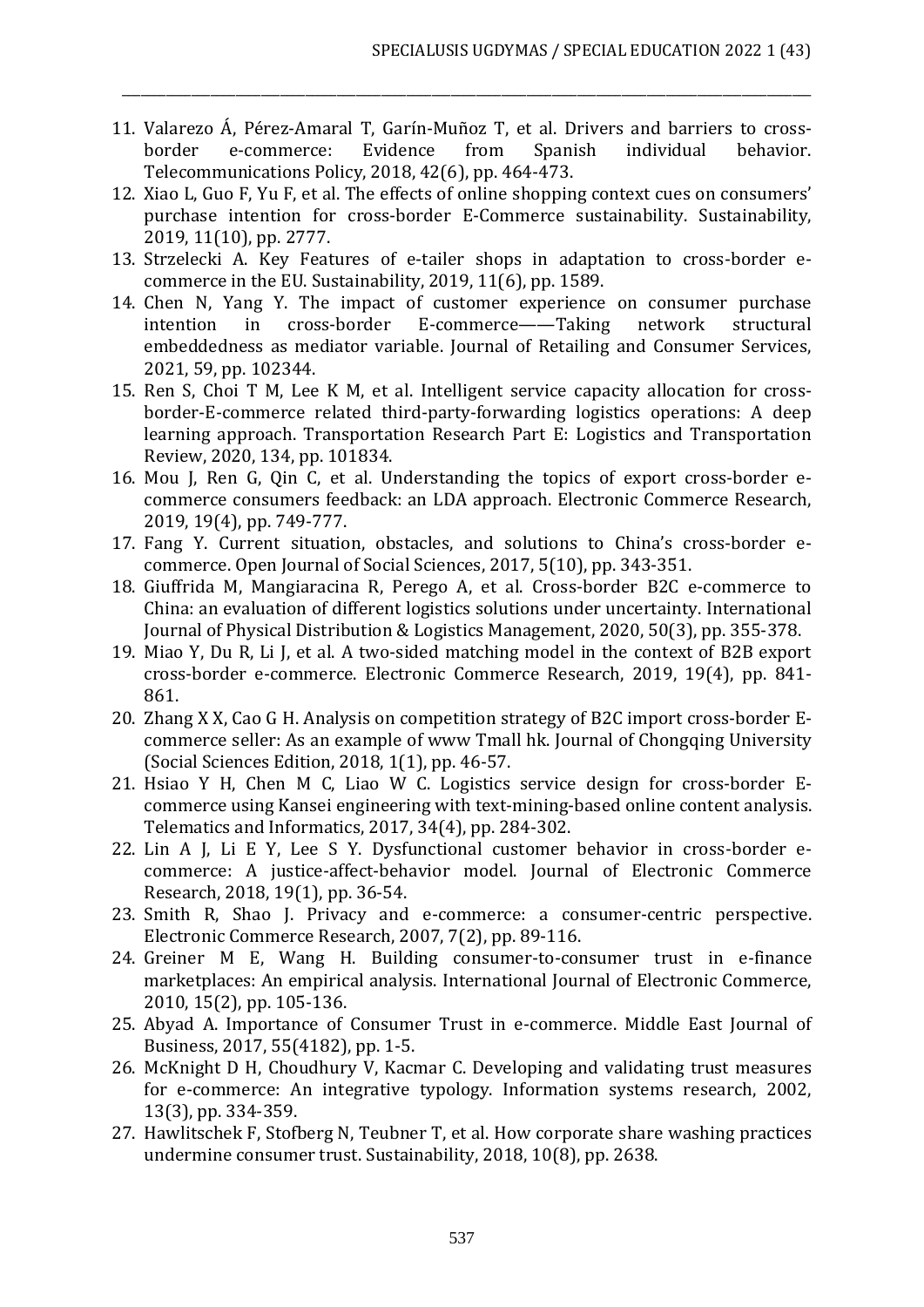11. Valarezo Á, Pérez-Amaral T, Garín-Muñoz T, et al. Drivers and barriers to cross-border e-commerce: Evidence from Spanish individual behavior. Telecommunications Policy, 2018, 42(6), pp. 464-473.
12. Xiao L, Guo F, Yu F, et al. The effects of online shopping context cues on consumers' purchase intention for cross-border E-Commerce sustainability. Sustainability, 2019, 11(10), pp. 2777.
13. Strzelecki A. Key Features of e-tailer shops in adaptation to cross-border e-commerce in the EU. Sustainability, 2019, 11(6), pp. 1589.
14. Chen N, Yang Y. The impact of customer experience on consumer purchase intention in cross-border E-commerce——Taking network structural embeddedness as mediator variable. Journal of Retailing and Consumer Services, 2021, 59, pp. 102344.
15. Ren S, Choi T M, Lee K M, et al. Intelligent service capacity allocation for cross-border-E-commerce related third-party-forwarding logistics operations: A deep learning approach. Transportation Research Part E: Logistics and Transportation Review, 2020, 134, pp. 101834.
16. Mou J, Ren G, Qin C, et al. Understanding the topics of export cross-border e-commerce consumers feedback: an LDA approach. Electronic Commerce Research, 2019, 19(4), pp. 749-777.
17. Fang Y. Current situation, obstacles, and solutions to China's cross-border e-commerce. Open Journal of Social Sciences, 2017, 5(10), pp. 343-351.
18. Giuffrida M, Mangiaracina R, Perego A, et al. Cross-border B2C e-commerce to China: an evaluation of different logistics solutions under uncertainty. International Journal of Physical Distribution & Logistics Management, 2020, 50(3), pp. 355-378.
19. Miao Y, Du R, Li J, et al. A two-sided matching model in the context of B2B export cross-border e-commerce. Electronic Commerce Research, 2019, 19(4), pp. 841-861.
20. Zhang X X, Cao G H. Analysis on competition strategy of B2C import cross-border E-commerce seller: As an example of www Tmall hk. Journal of Chongqing University (Social Sciences Edition, 2018, 1(1), pp. 46-57.
21. Hsiao Y H, Chen M C, Liao W C. Logistics service design for cross-border E-commerce using Kansei engineering with text-mining-based online content analysis. Telematics and Informatics, 2017, 34(4), pp. 284-302.
22. Lin A J, Li E Y, Lee S Y. Dysfunctional customer behavior in cross-border e-commerce: A justice-affect-behavior model. Journal of Electronic Commerce Research, 2018, 19(1), pp. 36-54.
23. Smith R, Shao J. Privacy and e-commerce: a consumer-centric perspective. Electronic Commerce Research, 2007, 7(2), pp. 89-116.
24. Greiner M E, Wang H. Building consumer-to-consumer trust in e-finance marketplaces: An empirical analysis. International Journal of Electronic Commerce, 2010, 15(2), pp. 105-136.
25. Abyad A. Importance of Consumer Trust in e-commerce. Middle East Journal of Business, 2017, 55(4182), pp. 1-5.
26. McKnight D H, Choudhury V, Kacmar C. Developing and validating trust measures for e-commerce: An integrative typology. Information systems research, 2002, 13(3), pp. 334-359.
27. Hawlitschek F, Stofberg N, Teubner T, et al. How corporate share washing practices undermine consumer trust. Sustainability, 2018, 10(8), pp. 2638.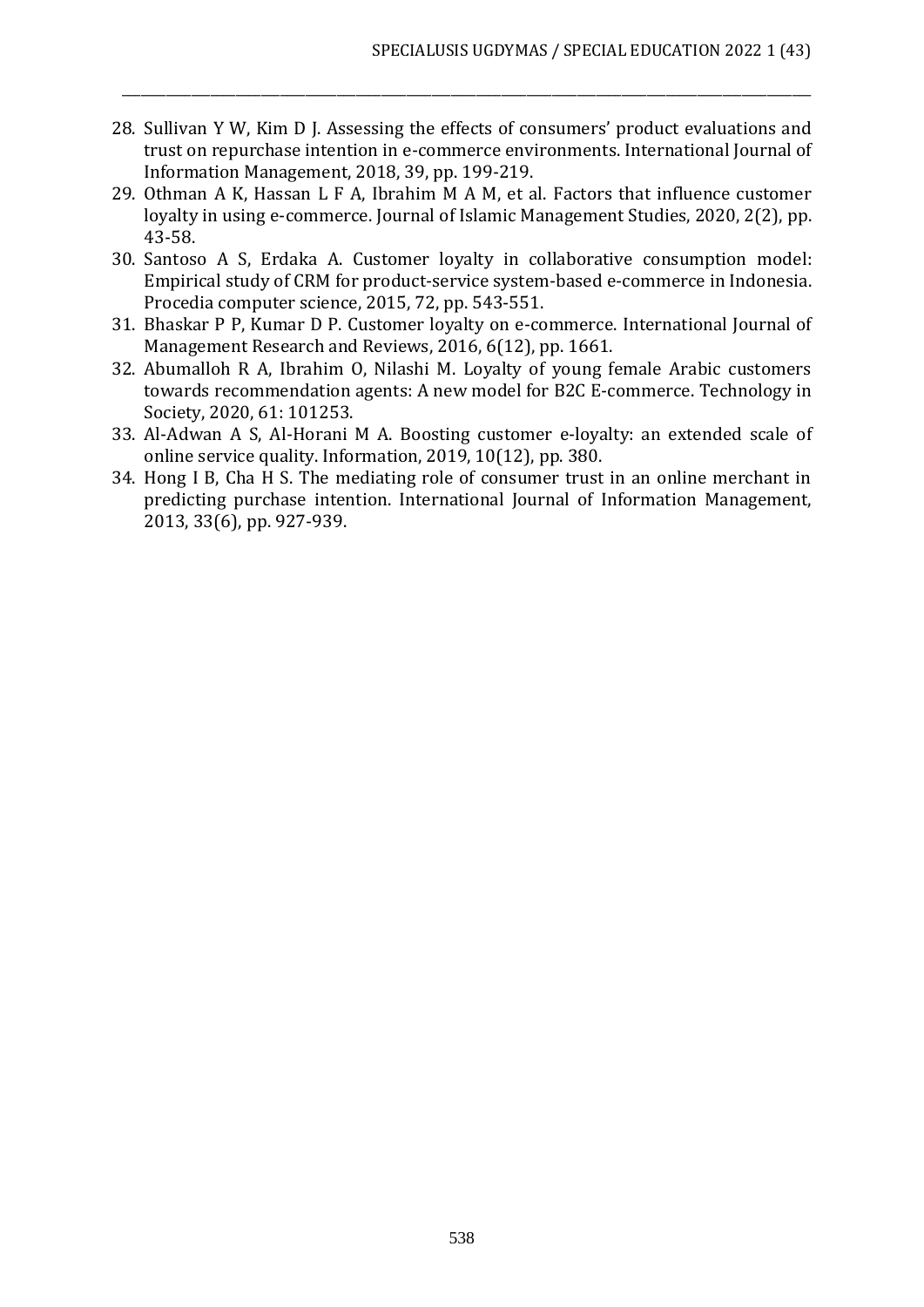28. Sullivan Y W, Kim D J. Assessing the effects of consumers' product evaluations and trust on repurchase intention in e-commerce environments. International Journal of Information Management, 2018, 39, pp. 199-219.
29. Othman A K, Hassan L F A, Ibrahim M A M, et al. Factors that influence customer loyalty in using e-commerce. Journal of Islamic Management Studies, 2020, 2(2), pp. 43-58.
30. Santoso A S, Erdaka A. Customer loyalty in collaborative consumption model: Empirical study of CRM for product-service system-based e-commerce in Indonesia. Procedia computer science, 2015, 72, pp. 543-551.
31. Bhaskar P P, Kumar D P. Customer loyalty on e-commerce. International Journal of Management Research and Reviews, 2016, 6(12), pp. 1661.
32. Abumalloh R A, Ibrahim O, Nilashi M. Loyalty of young female Arabic customers towards recommendation agents: A new model for B2C E-commerce. Technology in Society, 2020, 61: 101253.
33. Al-Adwan A S, Al-Horani M A. Boosting customer e-loyalty: an extended scale of online service quality. Information, 2019, 10(12), pp. 380.
34. Hong I B, Cha H S. The mediating role of consumer trust in an online merchant in predicting purchase intention. International Journal of Information Management, 2013, 33(6), pp. 927-939.